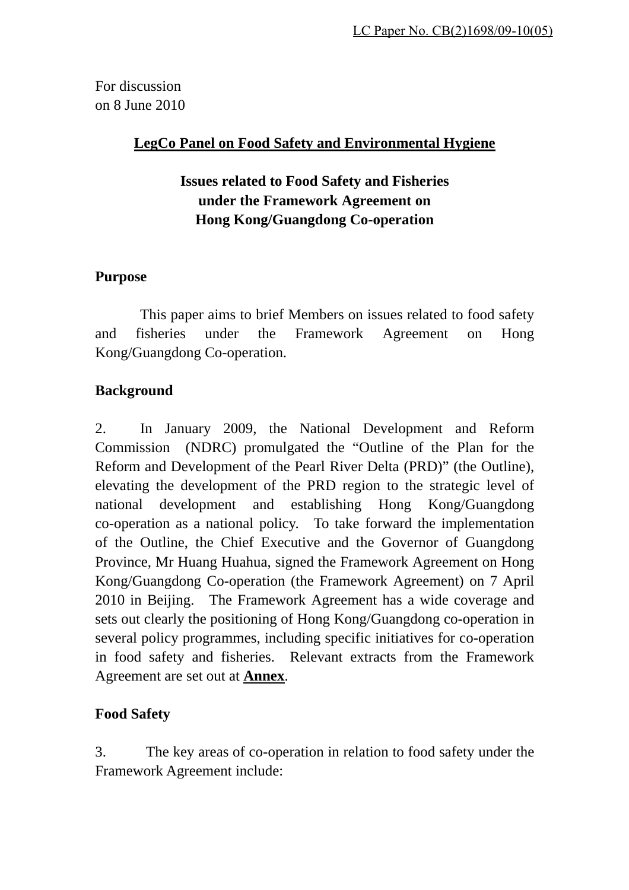LC Paper No. CB(2)1698/09-10(05)

For discussion
on 8 June 2010

**LegCo Panel on Food Safety and Environmental Hygiene**

**Issues related to Food Safety and Fisheries under the Framework Agreement on Hong Kong/Guangdong Co-operation**

**Purpose**

This paper aims to brief Members on issues related to food safety and fisheries under the Framework Agreement on Hong Kong/Guangdong Co-operation.

**Background**

2. In January 2009, the National Development and Reform Commission (NDRC) promulgated the "Outline of the Plan for the Reform and Development of the Pearl River Delta (PRD)" (the Outline), elevating the development of the PRD region to the strategic level of national development and establishing Hong Kong/Guangdong co-operation as a national policy. To take forward the implementation of the Outline, the Chief Executive and the Governor of Guangdong Province, Mr Huang Huahua, signed the Framework Agreement on Hong Kong/Guangdong Co-operation (the Framework Agreement) on 7 April 2010 in Beijing. The Framework Agreement has a wide coverage and sets out clearly the positioning of Hong Kong/Guangdong co-operation in several policy programmes, including specific initiatives for co-operation in food safety and fisheries. Relevant extracts from the Framework Agreement are set out at **Annex**.

**Food Safety**

3. The key areas of co-operation in relation to food safety under the Framework Agreement include: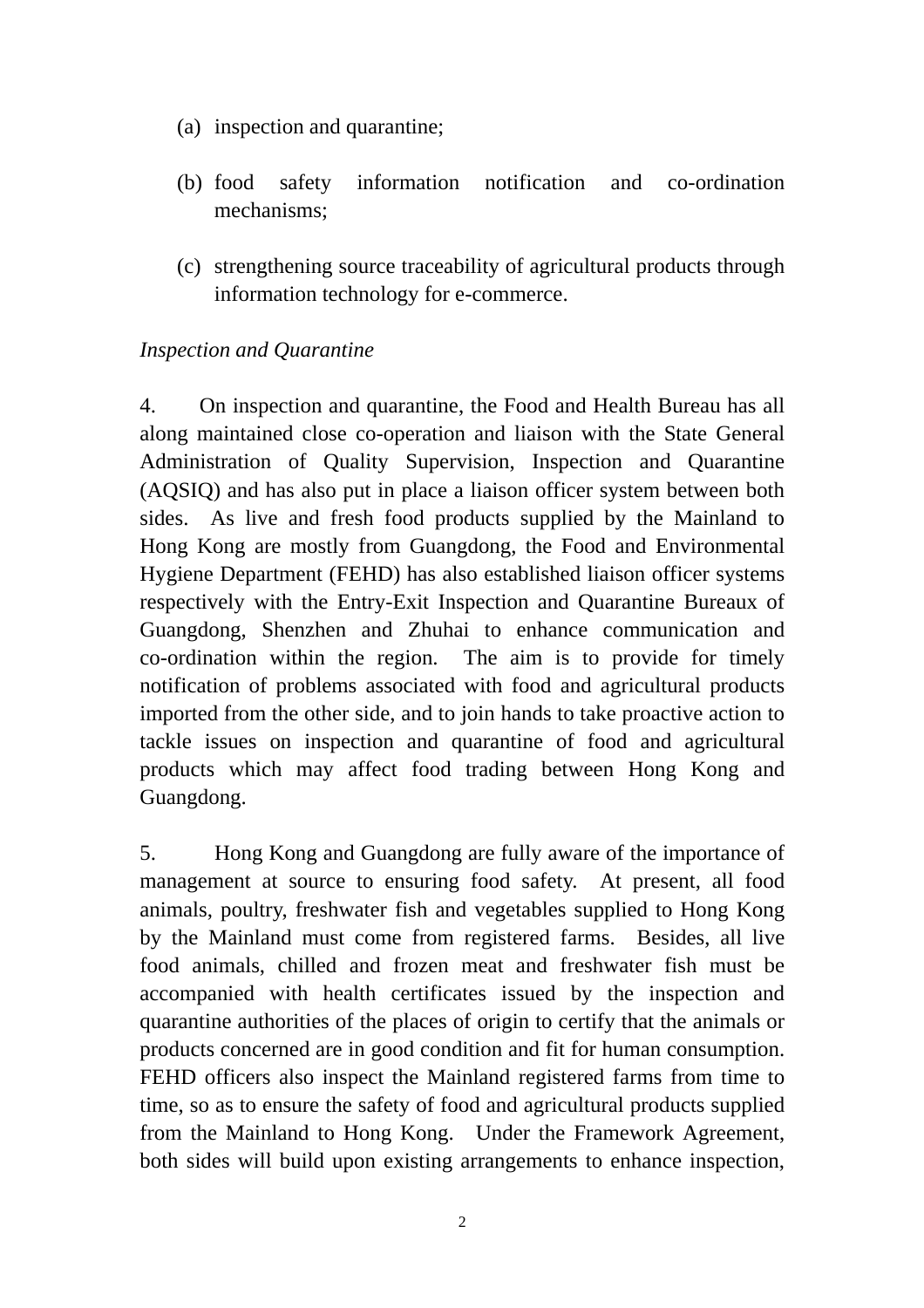(a) inspection and quarantine;

(b) food safety information notification and co-ordination mechanisms;

(c) strengthening source traceability of agricultural products through information technology for e-commerce.

*Inspection and Quarantine*

4. On inspection and quarantine, the Food and Health Bureau has all along maintained close co-operation and liaison with the State General Administration of Quality Supervision, Inspection and Quarantine (AQSIQ) and has also put in place a liaison officer system between both sides. As live and fresh food products supplied by the Mainland to Hong Kong are mostly from Guangdong, the Food and Environmental Hygiene Department (FEHD) has also established liaison officer systems respectively with the Entry-Exit Inspection and Quarantine Bureaux of Guangdong, Shenzhen and Zhuhai to enhance communication and co-ordination within the region. The aim is to provide for timely notification of problems associated with food and agricultural products imported from the other side, and to join hands to take proactive action to tackle issues on inspection and quarantine of food and agricultural products which may affect food trading between Hong Kong and Guangdong.

5. Hong Kong and Guangdong are fully aware of the importance of management at source to ensuring food safety. At present, all food animals, poultry, freshwater fish and vegetables supplied to Hong Kong by the Mainland must come from registered farms. Besides, all live food animals, chilled and frozen meat and freshwater fish must be accompanied with health certificates issued by the inspection and quarantine authorities of the places of origin to certify that the animals or products concerned are in good condition and fit for human consumption. FEHD officers also inspect the Mainland registered farms from time to time, so as to ensure the safety of food and agricultural products supplied from the Mainland to Hong Kong. Under the Framework Agreement, both sides will build upon existing arrangements to enhance inspection,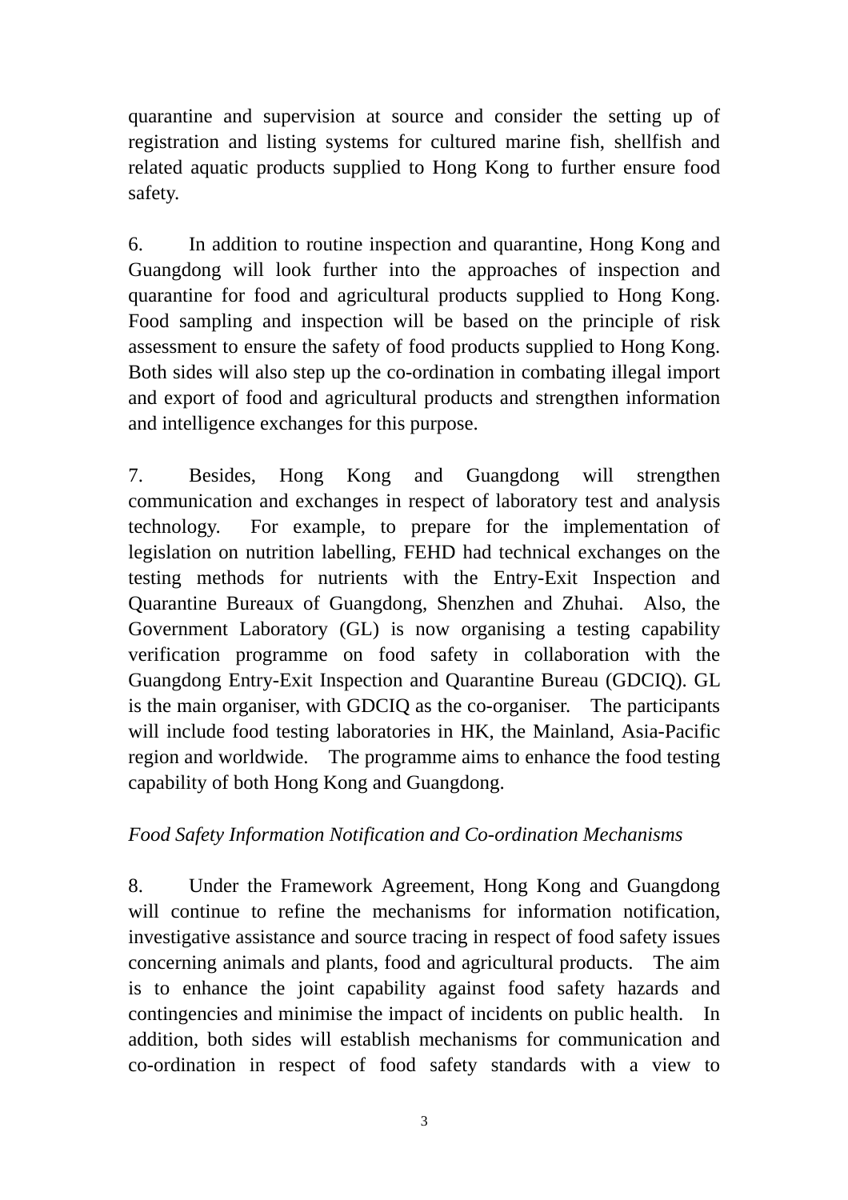quarantine and supervision at source and consider the setting up of registration and listing systems for cultured marine fish, shellfish and related aquatic products supplied to Hong Kong to further ensure food safety.

6. In addition to routine inspection and quarantine, Hong Kong and Guangdong will look further into the approaches of inspection and quarantine for food and agricultural products supplied to Hong Kong. Food sampling and inspection will be based on the principle of risk assessment to ensure the safety of food products supplied to Hong Kong. Both sides will also step up the co-ordination in combating illegal import and export of food and agricultural products and strengthen information and intelligence exchanges for this purpose.

7. Besides, Hong Kong and Guangdong will strengthen communication and exchanges in respect of laboratory test and analysis technology. For example, to prepare for the implementation of legislation on nutrition labelling, FEHD had technical exchanges on the testing methods for nutrients with the Entry-Exit Inspection and Quarantine Bureaux of Guangdong, Shenzhen and Zhuhai. Also, the Government Laboratory (GL) is now organising a testing capability verification programme on food safety in collaboration with the Guangdong Entry-Exit Inspection and Quarantine Bureau (GDCIQ). GL is the main organiser, with GDCIQ as the co-organiser. The participants will include food testing laboratories in HK, the Mainland, Asia-Pacific region and worldwide. The programme aims to enhance the food testing capability of both Hong Kong and Guangdong.

*Food Safety Information Notification and Co-ordination Mechanisms*

8. Under the Framework Agreement, Hong Kong and Guangdong will continue to refine the mechanisms for information notification, investigative assistance and source tracing in respect of food safety issues concerning animals and plants, food and agricultural products. The aim is to enhance the joint capability against food safety hazards and contingencies and minimise the impact of incidents on public health. In addition, both sides will establish mechanisms for communication and co-ordination in respect of food safety standards with a view to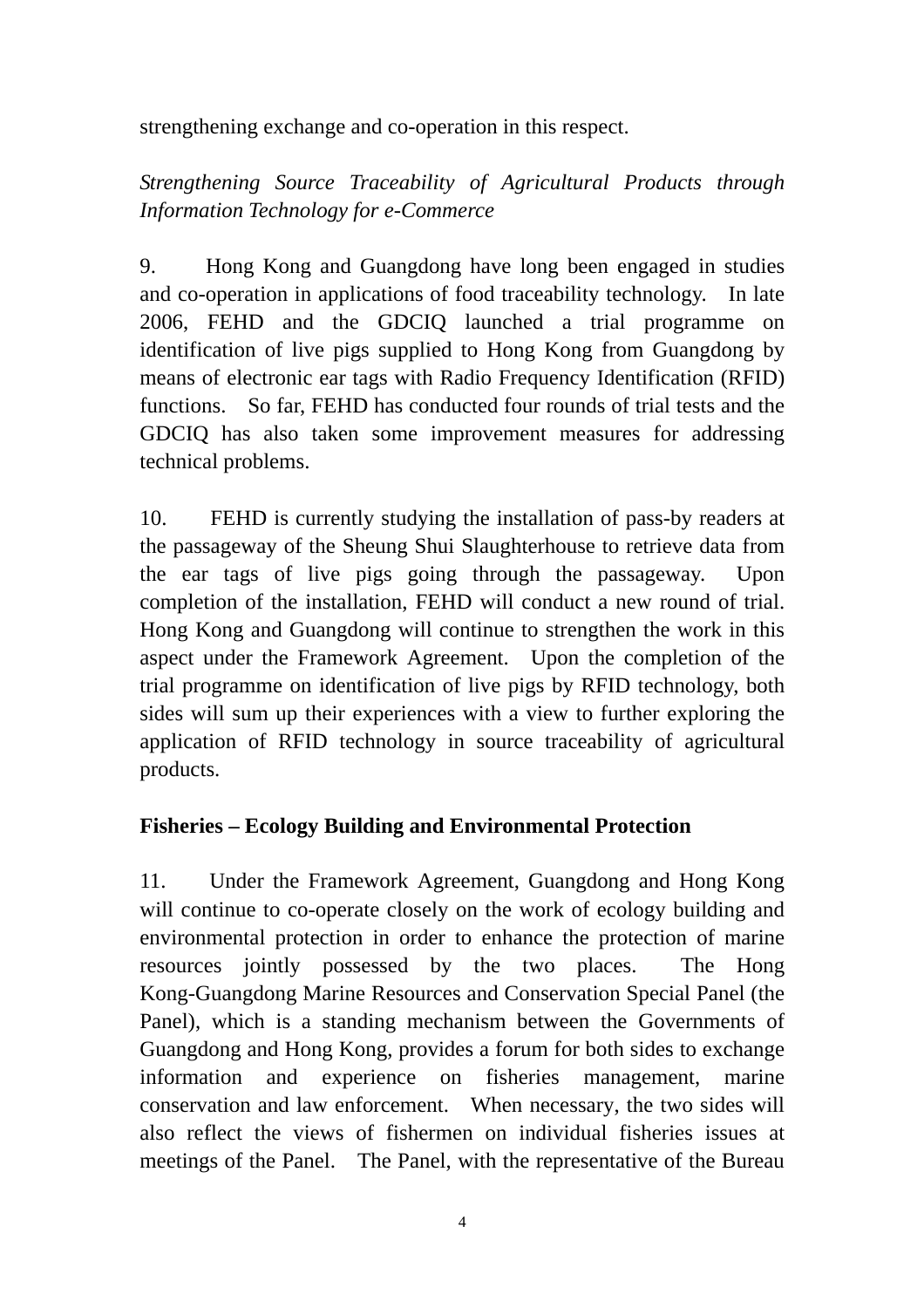strengthening exchange and co-operation in this respect.

*Strengthening Source Traceability of Agricultural Products through Information Technology for e-Commerce*

9. Hong Kong and Guangdong have long been engaged in studies and co-operation in applications of food traceability technology. In late 2006, FEHD and the GDCIQ launched a trial programme on identification of live pigs supplied to Hong Kong from Guangdong by means of electronic ear tags with Radio Frequency Identification (RFID) functions. So far, FEHD has conducted four rounds of trial tests and the GDCIQ has also taken some improvement measures for addressing technical problems.

10. FEHD is currently studying the installation of pass-by readers at the passageway of the Sheung Shui Slaughterhouse to retrieve data from the ear tags of live pigs going through the passageway. Upon completion of the installation, FEHD will conduct a new round of trial. Hong Kong and Guangdong will continue to strengthen the work in this aspect under the Framework Agreement. Upon the completion of the trial programme on identification of live pigs by RFID technology, both sides will sum up their experiences with a view to further exploring the application of RFID technology in source traceability of agricultural products.

**Fisheries – Ecology Building and Environmental Protection**

11. Under the Framework Agreement, Guangdong and Hong Kong will continue to co-operate closely on the work of ecology building and environmental protection in order to enhance the protection of marine resources jointly possessed by the two places. The Hong Kong-Guangdong Marine Resources and Conservation Special Panel (the Panel), which is a standing mechanism between the Governments of Guangdong and Hong Kong, provides a forum for both sides to exchange information and experience on fisheries management, marine conservation and law enforcement. When necessary, the two sides will also reflect the views of fishermen on individual fisheries issues at meetings of the Panel. The Panel, with the representative of the Bureau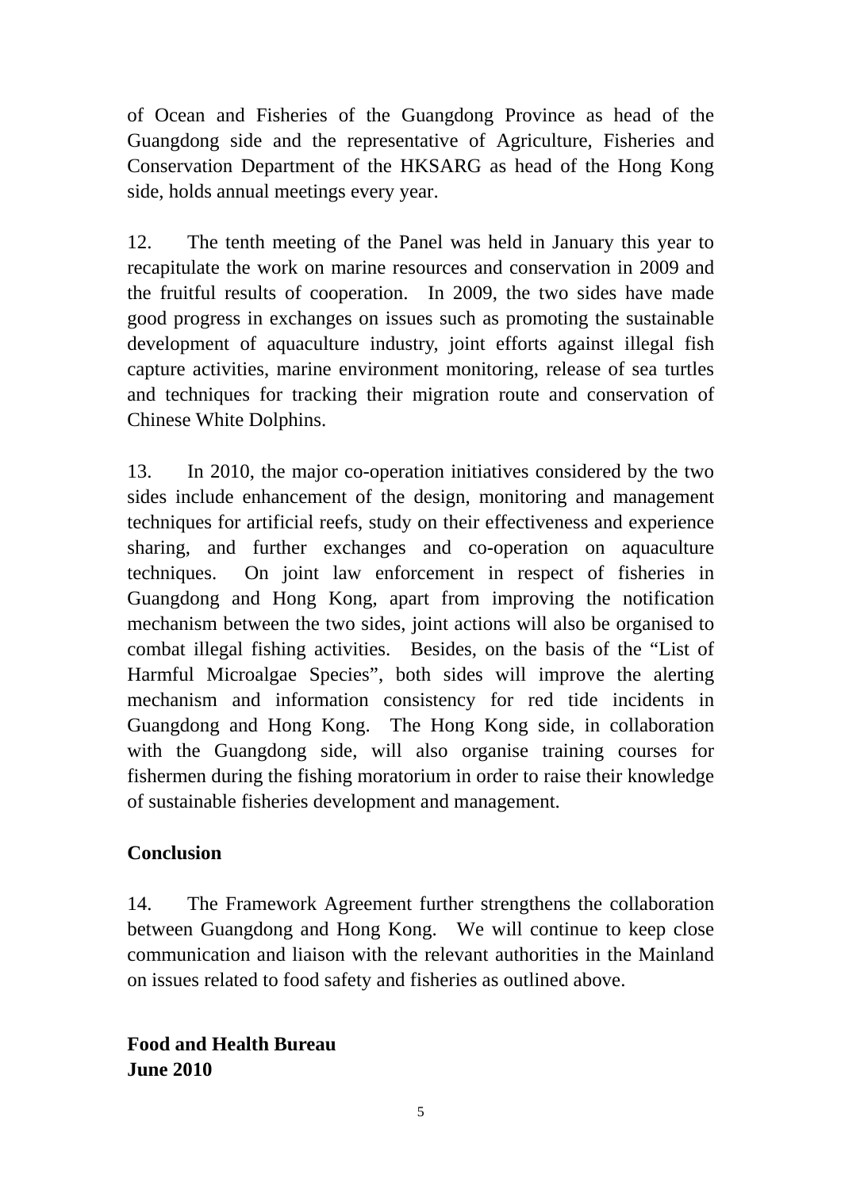of Ocean and Fisheries of the Guangdong Province as head of the Guangdong side and the representative of Agriculture, Fisheries and Conservation Department of the HKSARG as head of the Hong Kong side, holds annual meetings every year.

12. The tenth meeting of the Panel was held in January this year to recapitulate the work on marine resources and conservation in 2009 and the fruitful results of cooperation. In 2009, the two sides have made good progress in exchanges on issues such as promoting the sustainable development of aquaculture industry, joint efforts against illegal fish capture activities, marine environment monitoring, release of sea turtles and techniques for tracking their migration route and conservation of Chinese White Dolphins.

13. In 2010, the major co-operation initiatives considered by the two sides include enhancement of the design, monitoring and management techniques for artificial reefs, study on their effectiveness and experience sharing, and further exchanges and co-operation on aquaculture techniques. On joint law enforcement in respect of fisheries in Guangdong and Hong Kong, apart from improving the notification mechanism between the two sides, joint actions will also be organised to combat illegal fishing activities. Besides, on the basis of the "List of Harmful Microalgae Species", both sides will improve the alerting mechanism and information consistency for red tide incidents in Guangdong and Hong Kong. The Hong Kong side, in collaboration with the Guangdong side, will also organise training courses for fishermen during the fishing moratorium in order to raise their knowledge of sustainable fisheries development and management.

**Conclusion**

14. The Framework Agreement further strengthens the collaboration between Guangdong and Hong Kong. We will continue to keep close communication and liaison with the relevant authorities in the Mainland on issues related to food safety and fisheries as outlined above.

**Food and Health Bureau**
**June 2010**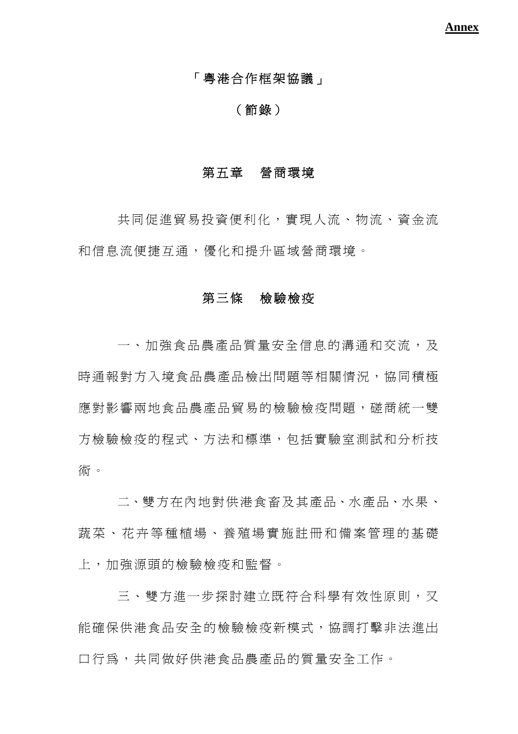**Annex**

# 「粵港合作框架協議」

## （節錄）

## 第五章　營商環境

共同促進貿易投資便利化，實現人流、物流、資金流和信息流便捷互通，優化和提升區域營商環境。

## 第三條　檢驗檢疫

一、加強食品農產品質量安全信息的溝通和交流，及時通報對方入境食品農產品檢出問題等相關情況，協同積極應對影響兩地食品農產品貿易的檢驗檢疫問題，磋商統一雙方檢驗檢疫的程式、方法和標準，包括實驗室測試和分析技術。

二、雙方在內地對供港食畜及其產品、水產品、水果、蔬菜、花卉等種植場、養殖場實施註冊和備案管理的基礎上，加強源頭的檢驗檢疫和監督。

三、雙方進一步探討建立既符合科學有效性原則，又能確保供港食品安全的檢驗檢疫新模式，協調打擊非法進出口行為，共同做好供港食品農產品的質量安全工作。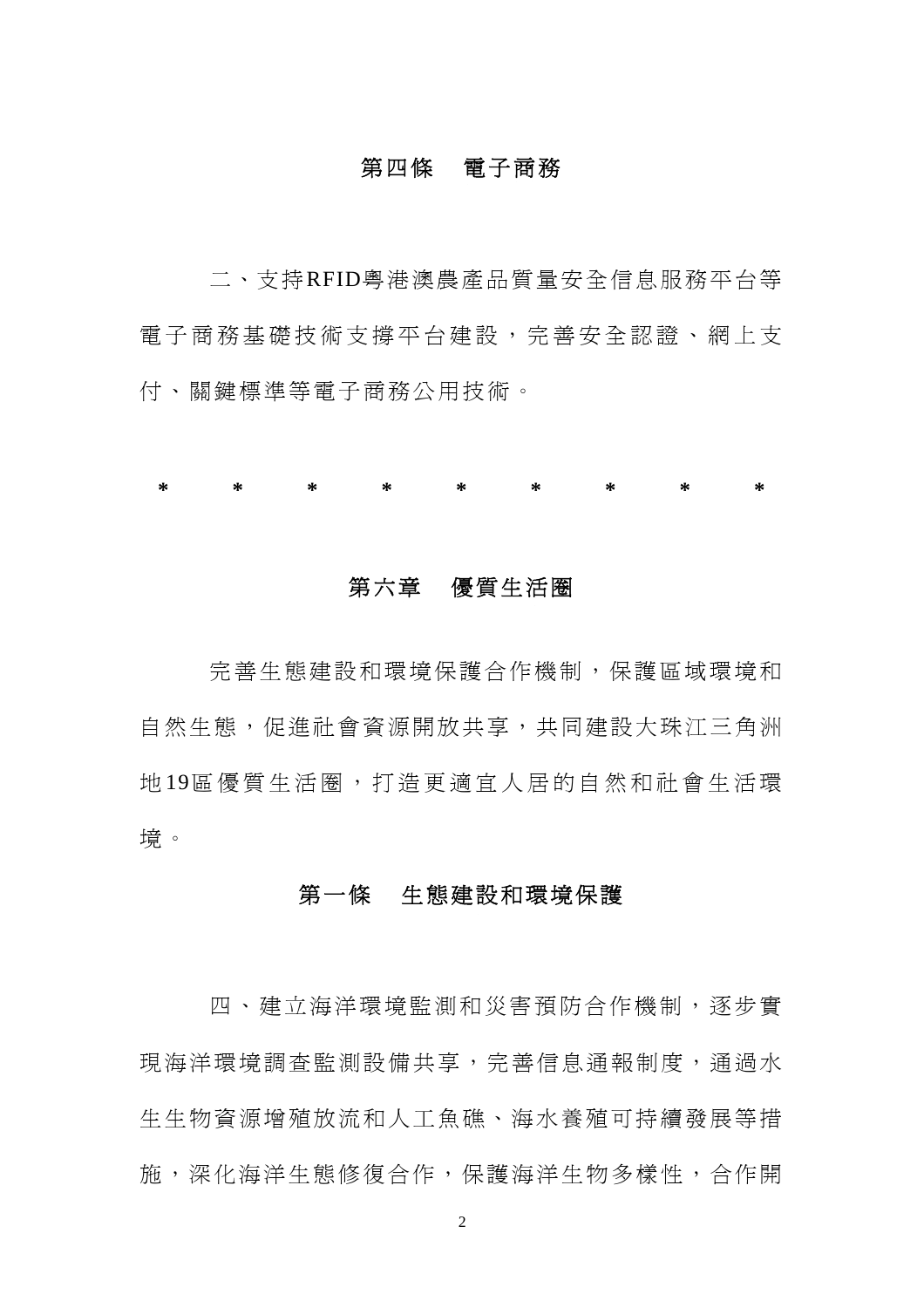### 第四條　電子商務

二、支持RFID粵港澳農產品質量安全信息服務平台等電子商務基礎技術支撐平台建設，完善安全認證、網上支付、關鍵標準等電子商務公用技術。

\*　　\*　　\*　　\*　　\*　　\*　　\*　　\*　　\*

## 第六章　優質生活圈

完善生態建設和環境保護合作機制，保護區域環境和自然生態，促進社會資源開放共享，共同建設大珠江三角洲地19區優質生活圈，打造更適宜人居的自然和社會生活環境。

### 第一條　生態建設和環境保護

四、建立海洋環境監測和災害預防合作機制，逐步實現海洋環境調查監測設備共享，完善信息通報制度，通過水生生物資源增殖放流和人工魚礁、海水養殖可持續發展等措施，深化海洋生態修復合作，保護海洋生物多樣性，合作開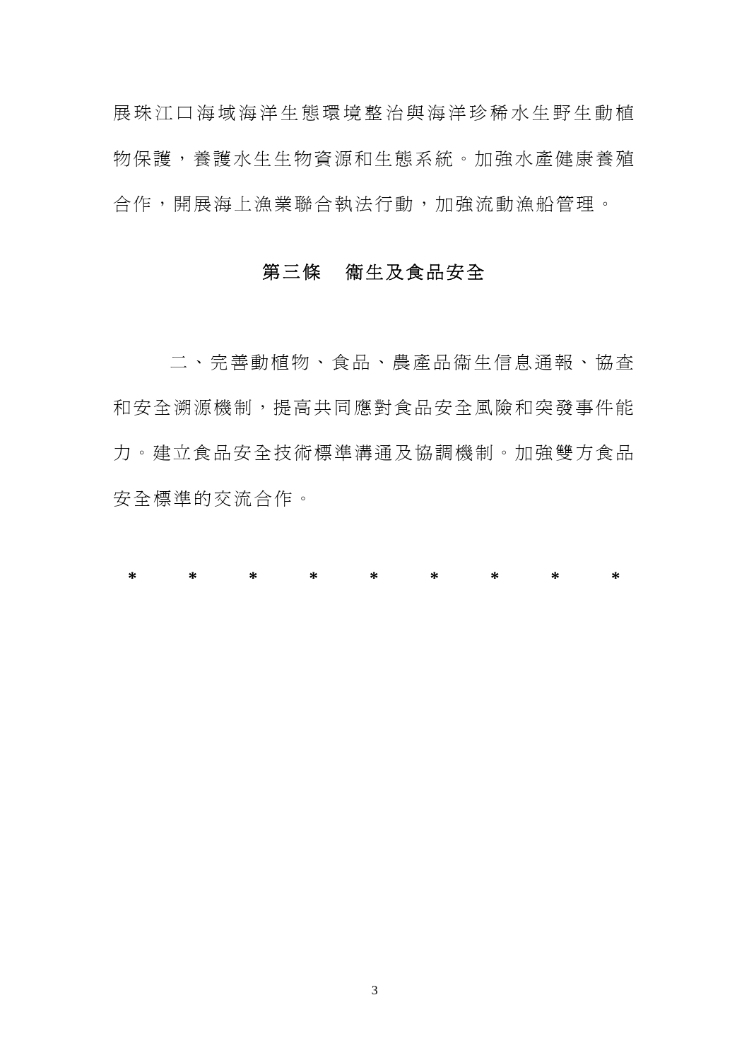展珠江口海域海洋生態環境整治與海洋珍稀水生野生動植物保護，養護水生生物資源和生態系統。加強水產健康養殖合作，開展海上漁業聯合執法行動，加強流動漁船管理。

## 第三條　衛生及食品安全

二、完善動植物、食品、農產品衛生信息通報、協查和安全溯源機制，提高共同應對食品安全風險和突發事件能力。建立食品安全技術標準溝通及協調機制。加強雙方食品安全標準的交流合作。

\*　　\*　　\*　　\*　　\*　　\*　　\*　　\*　　\*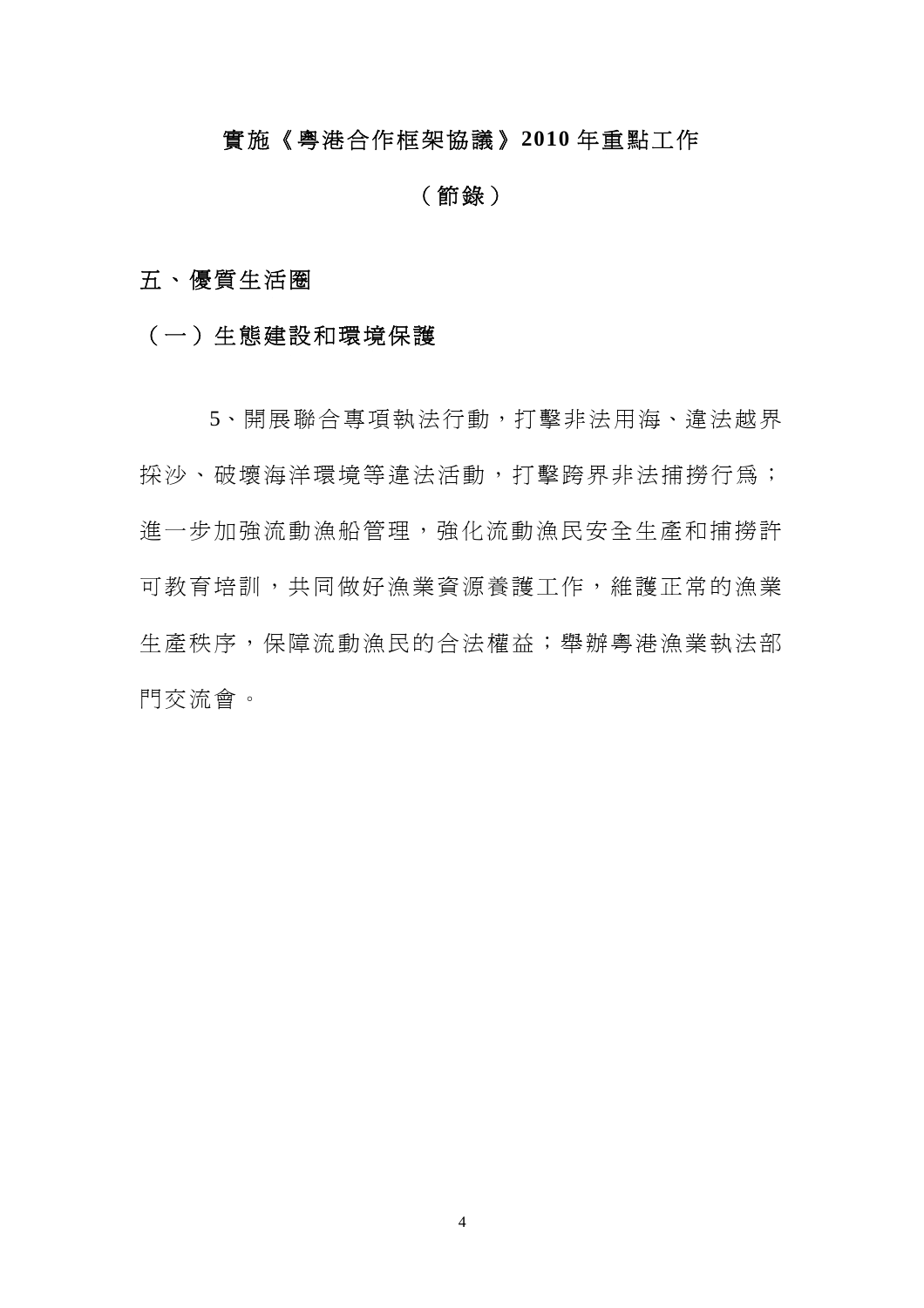# 實施《粵港合作框架協議》2010 年重點工作

（節錄）

## 五、優質生活圈

### （一）生態建設和環境保護

5、開展聯合專項執法行動，打擊非法用海、違法越界採沙、破壞海洋環境等違法活動，打擊跨界非法捕撈行爲；進一步加強流動漁船管理，強化流動漁民安全生產和捕撈許可教育培訓，共同做好漁業資源養護工作，維護正常的漁業生產秩序，保障流動漁民的合法權益；舉辦粵港漁業執法部門交流會。